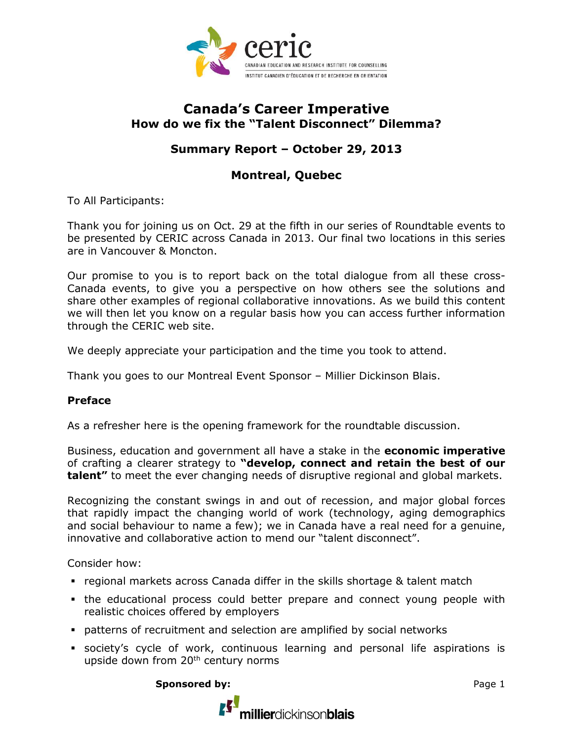# Canada's Career Imperative

## How do we fix the "Talent Disconnect" Dilemma?

### Summary Report – October 29, 2013

### Montreal, Quebec

To All Participants:

Thank you for joining us on Oct. 29 at the fifth in our series of Roundtable events to be presented by CERIC across Canada in 2013. Our final two locations in this series are in Vancouver & Moncton.

Our promise to you is to report back on the total dialogue from all these cross-Canada events, to give you a perspective on how others see the solutions and share other examples of regional collaborative innovations. As we build this content we will then let you know on a regular basis how you can access further information through the CERIC web site.

We deeply appreciate your participation and the time you took to attend.

Thank you goes to our Montreal Event Sponsor – Millier Dickinson Blais.

**Preface**

As a refresher here is the opening framework for the roundtable discussion.

Business, education and government all have a stake in the **economic imperative** of crafting a clearer strategy to **"develop, connect and retain the best of our talent"** to meet the ever changing needs of disruptive regional and global markets.

Recognizing the constant swings in and out of recession, and major global forces that rapidly impact the changing world of work (technology, aging demographics and social behaviour to name a few); we in Canada have a real need for a genuine, innovative and collaborative action to mend our "talent disconnect".

Consider how:

- regional markets across Canada differ in the skills shortage & talent match
- the educational process could better prepare and connect young people with realistic choices offered by employers
- patterns of recruitment and selection are amplified by social networks
- society's cycle of work, continuous learning and personal life aspirations is upside down from 20th century norms

**Sponsored by:**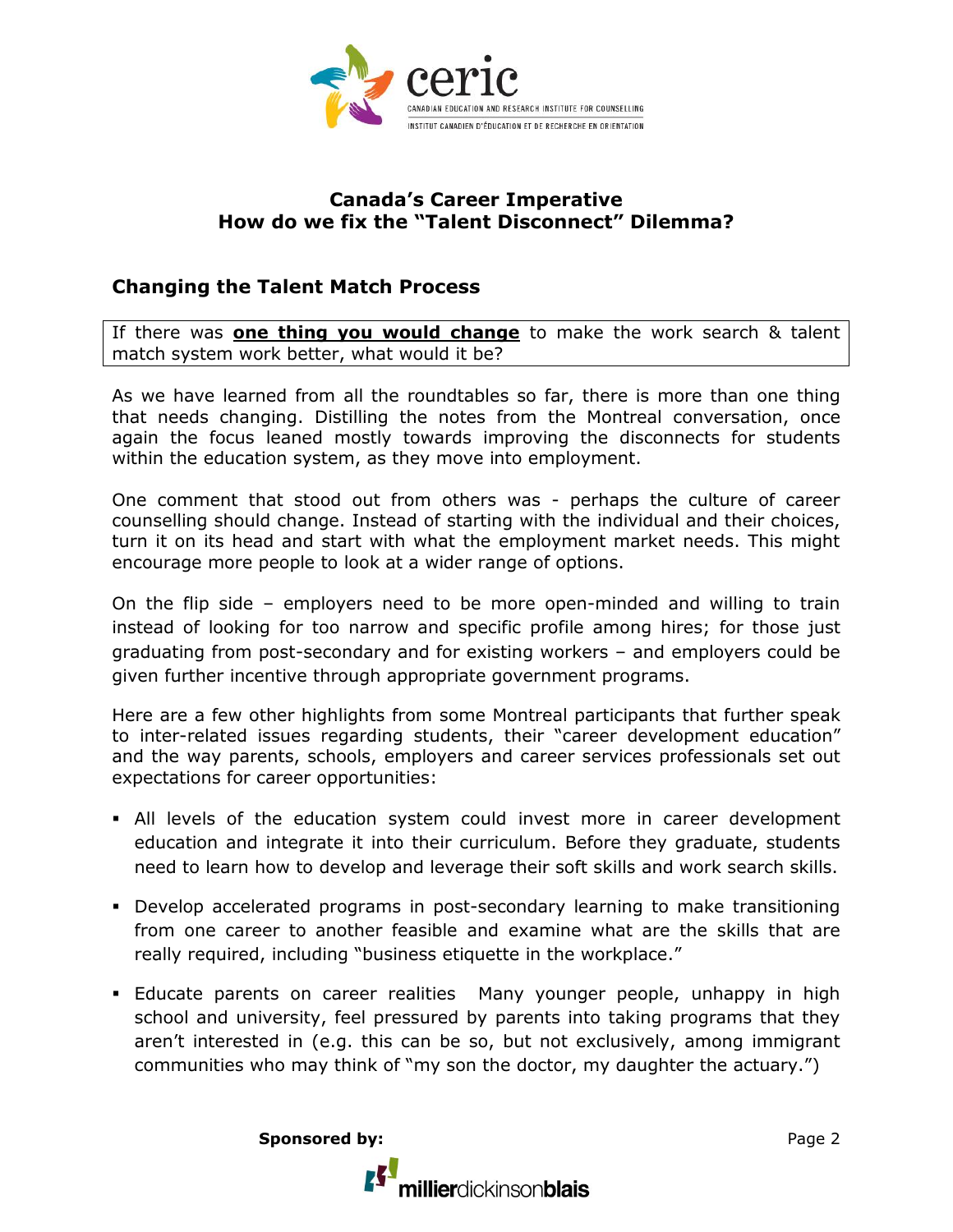## Canada's Career Imperative
## How do we fix the "Talent Disconnect" Dilemma?

### Changing the Talent Match Process

If there was **one thing you would change** to make the work search & talent match system work better, what would it be?

As we have learned from all the roundtables so far, there is more than one thing that needs changing. Distilling the notes from the Montreal conversation, once again the focus leaned mostly towards improving the disconnects for students within the education system, as they move into employment.

One comment that stood out from others was - perhaps the culture of career counselling should change. Instead of starting with the individual and their choices, turn it on its head and start with what the employment market needs. This might encourage more people to look at a wider range of options.

On the flip side – employers need to be more open-minded and willing to train instead of looking for too narrow and specific profile among hires; for those just graduating from post-secondary and for existing workers – and employers could be given further incentive through appropriate government programs.

Here are a few other highlights from some Montreal participants that further speak to inter-related issues regarding students, their "career development education" and the way parents, schools, employers and career services professionals set out expectations for career opportunities:

- All levels of the education system could invest more in career development education and integrate it into their curriculum. Before they graduate, students need to learn how to develop and leverage their soft skills and work search skills.
- Develop accelerated programs in post-secondary learning to make transitioning from one career to another feasible and examine what are the skills that are really required, including "business etiquette in the workplace."
- Educate parents on career realities Many younger people, unhappy in high school and university, feel pressured by parents into taking programs that they aren't interested in (e.g. this can be so, but not exclusively, among immigrant communities who may think of "my son the doctor, my daughter the actuary.")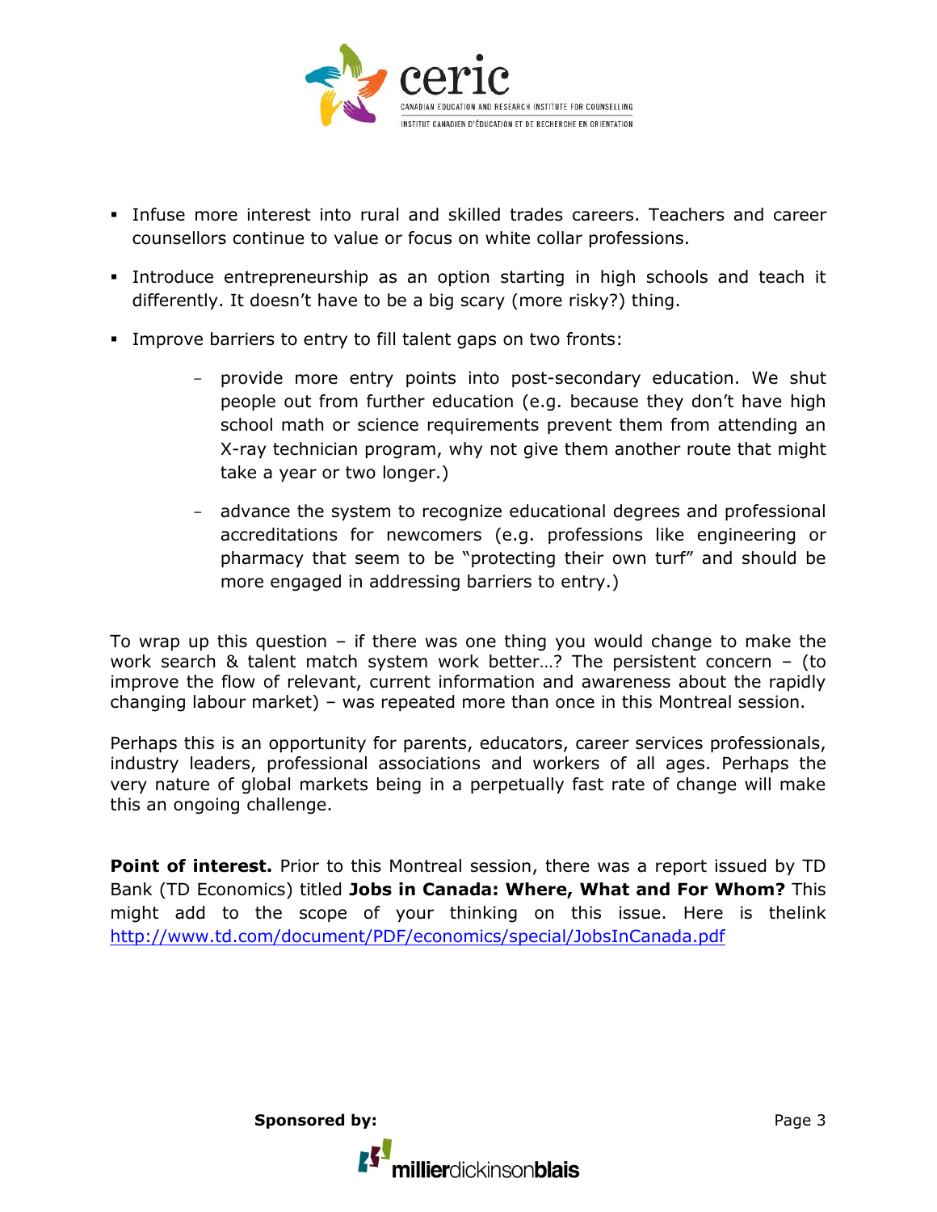- Infuse more interest into rural and skilled trades careers. Teachers and career counsellors continue to value or focus on white collar professions.
- Introduce entrepreneurship as an option starting in high schools and teach it differently. It doesn't have to be a big scary (more risky?) thing.
- Improve barriers to entry to fill talent gaps on two fronts:
  - provide more entry points into post-secondary education. We shut people out from further education (e.g. because they don't have high school math or science requirements prevent them from attending an X-ray technician program, why not give them another route that might take a year or two longer.)
  - advance the system to recognize educational degrees and professional accreditations for newcomers (e.g. professions like engineering or pharmacy that seem to be "protecting their own turf" and should be more engaged in addressing barriers to entry.)

To wrap up this question – if there was one thing you would change to make the work search & talent match system work better…? The persistent concern – (to improve the flow of relevant, current information and awareness about the rapidly changing labour market) – was repeated more than once in this Montreal session.

Perhaps this is an opportunity for parents, educators, career services professionals, industry leaders, professional associations and workers of all ages. Perhaps the very nature of global markets being in a perpetually fast rate of change will make this an ongoing challenge.

**Point of interest.** Prior to this Montreal session, there was a report issued by TD Bank (TD Economics) titled **Jobs in Canada: Where, What and For Whom?** This might add to the scope of your thinking on this issue. Here is thelink http://www.td.com/document/PDF/economics/special/JobsInCanada.pdf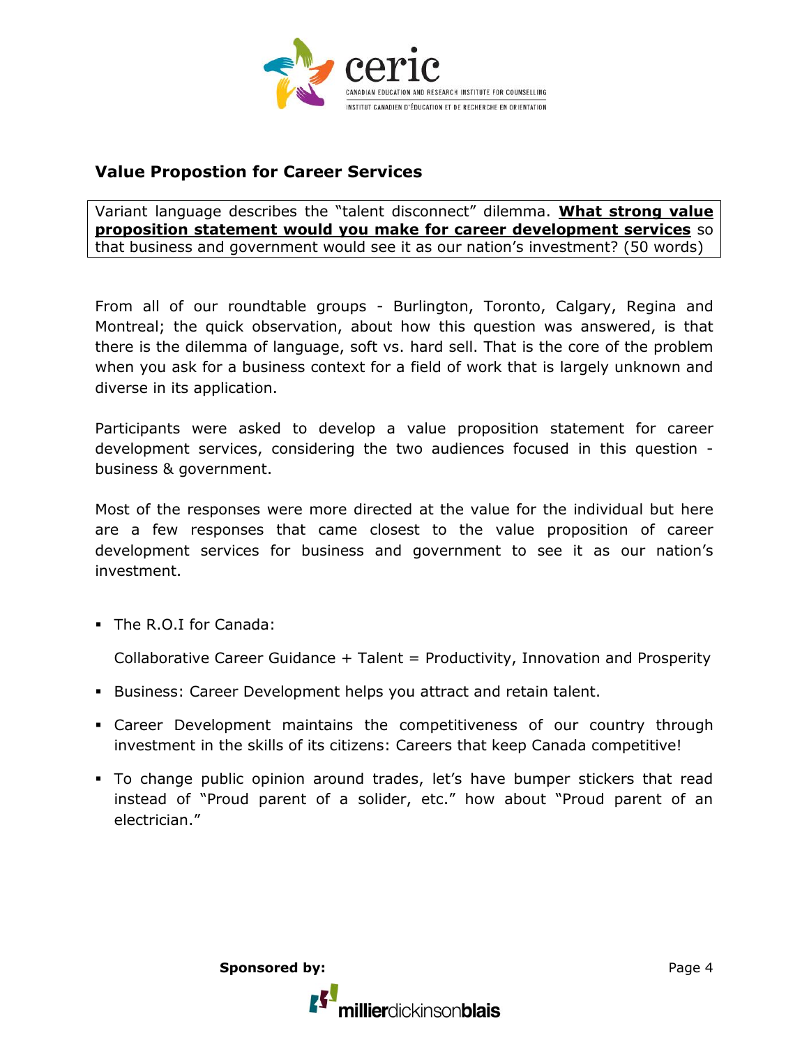## Value Propostion for Career Services

Variant language describes the "talent disconnect" dilemma. **What strong value proposition statement would you make for career development services** so that business and government would see it as our nation's investment? (50 words)

From all of our roundtable groups - Burlington, Toronto, Calgary, Regina and Montreal; the quick observation, about how this question was answered, is that there is the dilemma of language, soft vs. hard sell. That is the core of the problem when you ask for a business context for a field of work that is largely unknown and diverse in its application.

Participants were asked to develop a value proposition statement for career development services, considering the two audiences focused in this question - business & government.

Most of the responses were more directed at the value for the individual but here are a few responses that came closest to the value proposition of career development services for business and government to see it as our nation's investment.

- The R.O.I for Canada:

  Collaborative Career Guidance + Talent = Productivity, Innovation and Prosperity

- Business: Career Development helps you attract and retain talent.
- Career Development maintains the competitiveness of our country through investment in the skills of its citizens: Careers that keep Canada competitive!
- To change public opinion around trades, let's have bumper stickers that read instead of "Proud parent of a solider, etc." how about "Proud parent of an electrician."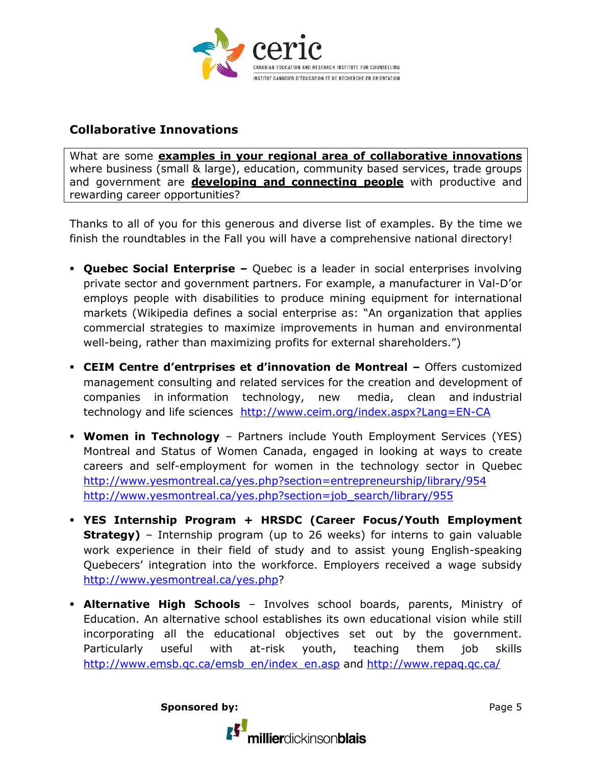## Collaborative Innovations

What are some **examples in your regional area of collaborative innovations** where business (small & large), education, community based services, trade groups and government are **developing and connecting people** with productive and rewarding career opportunities?

Thanks to all of you for this generous and diverse list of examples. By the time we finish the roundtables in the Fall you will have a comprehensive national directory!

- **Quebec Social Enterprise –** Quebec is a leader in social enterprises involving private sector and government partners. For example, a manufacturer in Val-D'or employs people with disabilities to produce mining equipment for international markets (Wikipedia defines a social enterprise as: "An organization that applies commercial strategies to maximize improvements in human and environmental well-being, rather than maximizing profits for external shareholders.")

- **CEIM Centre d'entrprises et d'innovation de Montreal –** Offers customized management consulting and related services for the creation and development of companies in information technology, new media, clean and industrial technology and life sciences http://www.ceim.org/index.aspx?Lang=EN-CA

- **Women in Technology** – Partners include Youth Employment Services (YES) Montreal and Status of Women Canada, engaged in looking at ways to create careers and self-employment for women in the technology sector in Quebec http://www.yesmontreal.ca/yes.php?section=entrepreneurship/library/954 http://www.yesmontreal.ca/yes.php?section=job_search/library/955

- **YES Internship Program + HRSDC (Career Focus/Youth Employment Strategy)** – Internship program (up to 26 weeks) for interns to gain valuable work experience in their field of study and to assist young English-speaking Quebecers' integration into the workforce. Employers received a wage subsidy http://www.yesmontreal.ca/yes.php?

- **Alternative High Schools** – Involves school boards, parents, Ministry of Education. An alternative school establishes its own educational vision while still incorporating all the educational objectives set out by the government. Particularly useful with at-risk youth, teaching them job skills http://www.emsb.qc.ca/emsb_en/index_en.asp and http://www.repaq.qc.ca/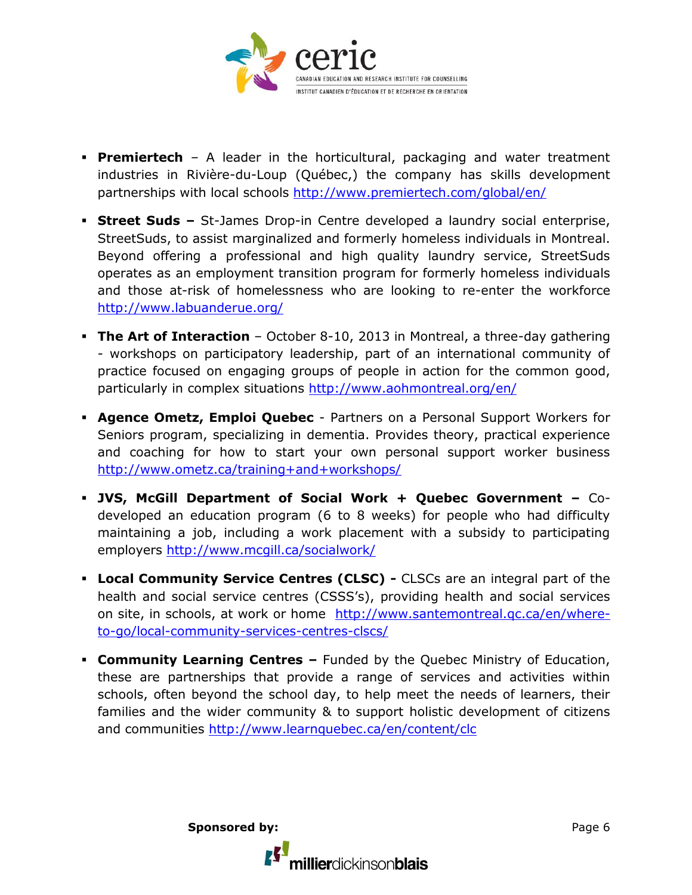- **Premiertech** – A leader in the horticultural, packaging and water treatment industries in Rivière-du-Loup (Québec,) the company has skills development partnerships with local schools http://www.premiertech.com/global/en/

- **Street Suds –** St-James Drop-in Centre developed a laundry social enterprise, StreetSuds, to assist marginalized and formerly homeless individuals in Montreal. Beyond offering a professional and high quality laundry service, StreetSuds operates as an employment transition program for formerly homeless individuals and those at-risk of homelessness who are looking to re-enter the workforce http://www.labuanderue.org/

- **The Art of Interaction** – October 8-10, 2013 in Montreal, a three-day gathering - workshops on participatory leadership, part of an international community of practice focused on engaging groups of people in action for the common good, particularly in complex situations http://www.aohmontreal.org/en/

- **Agence Ometz, Emploi Quebec** - Partners on a Personal Support Workers for Seniors program, specializing in dementia. Provides theory, practical experience and coaching for how to start your own personal support worker business http://www.ometz.ca/training+and+workshops/

- **JVS, McGill Department of Social Work + Quebec Government –** Co-developed an education program (6 to 8 weeks) for people who had difficulty maintaining a job, including a work placement with a subsidy to participating employers http://www.mcgill.ca/socialwork/

- **Local Community Service Centres (CLSC) -** CLSCs are an integral part of the health and social service centres (CSSS's), providing health and social services on site, in schools, at work or home http://www.santemontreal.qc.ca/en/where-to-go/local-community-services-centres-clscs/

- **Community Learning Centres –** Funded by the Quebec Ministry of Education, these are partnerships that provide a range of services and activities within schools, often beyond the school day, to help meet the needs of learners, their families and the wider community & to support holistic development of citizens and communities http://www.learnquebec.ca/en/content/clc